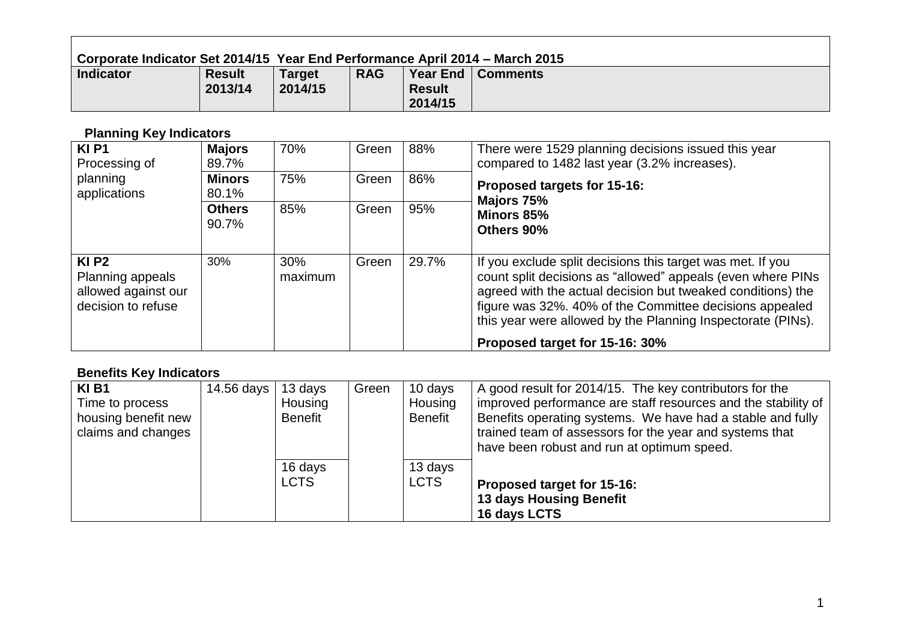**Corporate Indicator Set 2014/15 Year End Performance April 2014 – March 2015**

| Indicator | Result 2013/14 | Target 2014/15 | RAG | Year End Result 2014/15 | Comments |
|---|---|---|---|---|---|

**Planning Key Indicators**

| Indicator | Result 2013/14 | Target 2014/15 | RAG | Year End Result 2014/15 | Comments |
|---|---|---|---|---|---|
| **KI P1** Processing of planning applications | **Majors** 89.7% | 70% | Green | 88% | There were 1529 planning decisions issued this year compared to 1482 last year (3.2% increases). |
| | **Minors** 80.1% | 75% | Green | 86% | **Proposed targets for 15-16: Majors 75%** |
| | **Others** 90.7% | 85% | Green | 95% | **Minors 85% Others 90%** |
| **KI P2** Planning appeals allowed against our decision to refuse | 30% | 30% maximum | Green | 29.7% | If you exclude split decisions this target was met. If you count split decisions as "allowed" appeals (even where PINs agreed with the actual decision but tweaked conditions) the figure was 32%. 40% of the Committee decisions appealed this year were allowed by the Planning Inspectorate (PINs). **Proposed target for 15-16: 30%** |

**Benefits Key Indicators**

| Indicator | Result 2013/14 | Target 2014/15 | RAG | Year End Result 2014/15 | Comments |
|---|---|---|---|---|---|
| **KI B1** Time to process housing benefit new claims and changes | 14.56 days | 13 days Housing Benefit | Green | 10 days Housing Benefit | A good result for 2014/15. The key contributors for the improved performance are staff resources and the stability of Benefits operating systems. We have had a stable and fully trained team of assessors for the year and systems that have been robust and run at optimum speed. |
| | | 16 days LCTS | | 13 days LCTS | **Proposed target for 15-16: 13 days Housing Benefit 16 days LCTS** |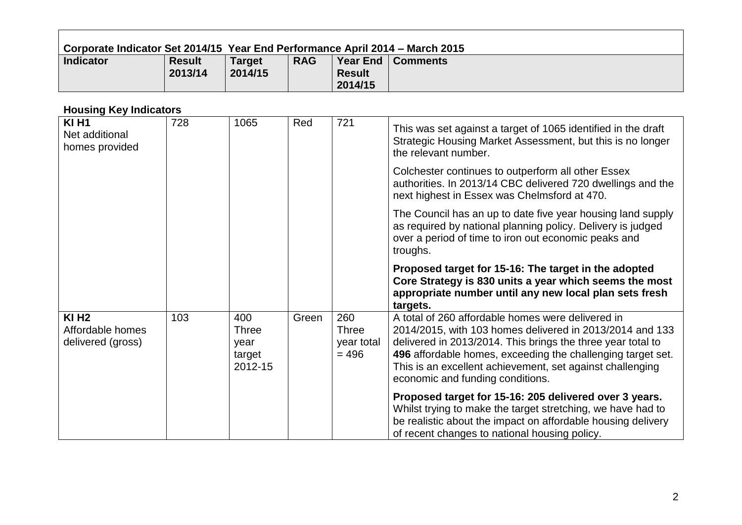| Corporate Indicator Set 2014/15 Year End Performance April 2014 – March 2015 | | | | | |
|---|---|---|---|---|---|
| **Indicator** | **Result 2013/14** | **Target 2014/15** | **RAG** | **Year End Result 2014/15** | **Comments** |

**Housing Key Indicators**

| | | | | | |
|---|---|---|---|---|---|
| **KI H1** Net additional homes provided | 728 | 1065 | Red | 721 | This was set against a target of 1065 identified in the draft Strategic Housing Market Assessment, but this is no longer the relevant number.<br><br>Colchester continues to outperform all other Essex authorities. In 2013/14 CBC delivered 720 dwellings and the next highest in Essex was Chelmsford at 470.<br><br>The Council has an up to date five year housing land supply as required by national planning policy. Delivery is judged over a period of time to iron out economic peaks and troughs.<br><br>**Proposed target for 15-16: The target in the adopted Core Strategy is 830 units a year which seems the most appropriate number until any new local plan sets fresh targets.** |
| **KI H2** Affordable homes delivered (gross) | 103 | 400 Three year target 2012-15 | Green | 260 Three year total = 496 | A total of 260 affordable homes were delivered in 2014/2015, with 103 homes delivered in 2013/2014 and 133 delivered in 2013/2014. This brings the three year total to **496** affordable homes, exceeding the challenging target set. This is an excellent achievement, set against challenging economic and funding conditions.<br><br>**Proposed target for 15-16: 205 delivered over 3 years.** Whilst trying to make the target stretching, we have had to be realistic about the impact on affordable housing delivery of recent changes to national housing policy. |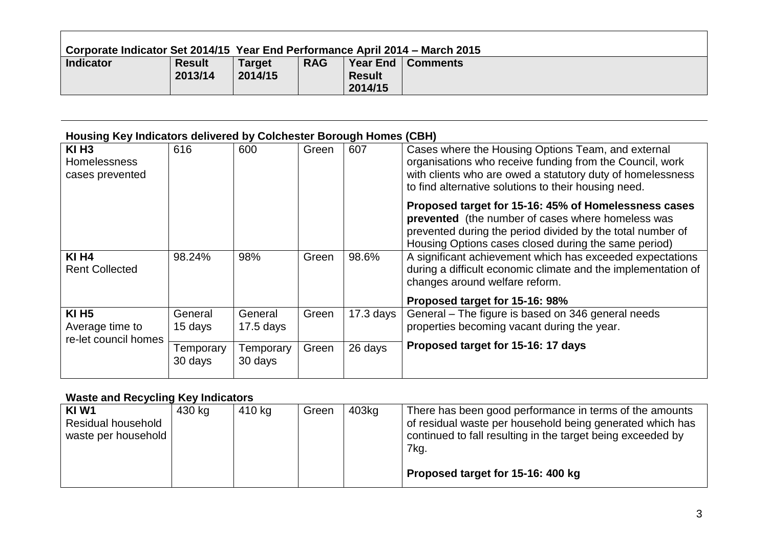**Corporate Indicator Set 2014/15 Year End Performance April 2014 – March 2015**

| Indicator | Result 2013/14 | Target 2014/15 | RAG | Year End Result 2014/15 | Comments |
|---|---|---|---|---|---|

**Housing Key Indicators delivered by Colchester Borough Homes (CBH)**

| Indicator | Result 2013/14 | Target 2014/15 | RAG | Year End Result 2014/15 | Comments |
|---|---|---|---|---|---|
| **KI H3** Homelessness cases prevented | 616 | 600 | Green | 607 | Cases where the Housing Options Team, and external organisations who receive funding from the Council, work with clients who are owed a statutory duty of homelessness to find alternative solutions to their housing need.<br><br>**Proposed target for 15-16: 45% of Homelessness cases prevented** (the number of cases where homeless was prevented during the period divided by the total number of Housing Options cases closed during the same period) |
| **KI H4** Rent Collected | 98.24% | 98% | Green | 98.6% | A significant achievement which has exceeded expectations during a difficult economic climate and the implementation of changes around welfare reform.<br><br>**Proposed target for 15-16: 98%** |
| **KI H5** Average time to re-let council homes | General 15 days | General 17.5 days | Green | 17.3 days | General – The figure is based on 346 general needs properties becoming vacant during the year.<br><br>**Proposed target for 15-16: 17 days** |
| | Temporary 30 days | Temporary 30 days | Green | 26 days | |

**Waste and Recycling Key Indicators**

| Indicator | Result 2013/14 | Target 2014/15 | RAG | Year End Result 2014/15 | Comments |
|---|---|---|---|---|---|
| **KI W1** Residual household waste per household | 430 kg | 410 kg | Green | 403kg | There has been good performance in terms of the amounts of residual waste per household being generated which has continued to fall resulting in the target being exceeded by 7kg.<br><br>**Proposed target for 15-16: 400 kg** |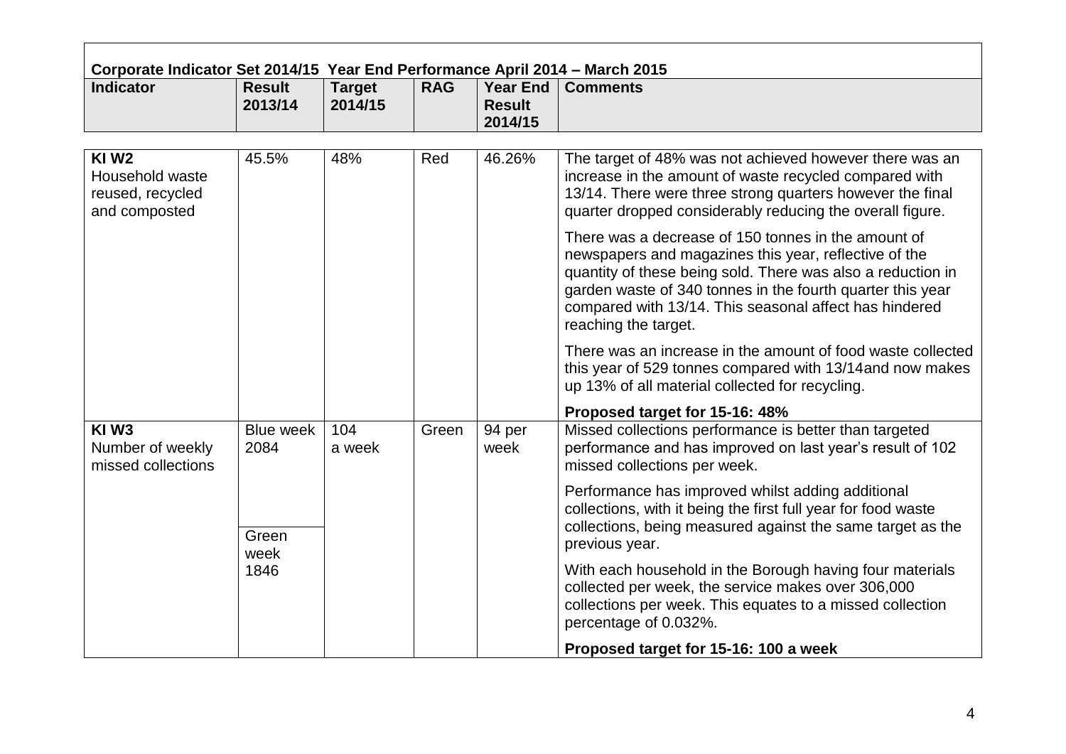**Corporate Indicator Set 2014/15 Year End Performance April 2014 – March 2015**

| Indicator | Result 2013/14 | Target 2014/15 | RAG | Year End Result 2014/15 | Comments |
|---|---|---|---|---|---|
| **KI W2** Household waste reused, recycled and composted | 45.5% | 48% | Red | 46.26% | The target of 48% was not achieved however there was an increase in the amount of waste recycled compared with 13/14. There were three strong quarters however the final quarter dropped considerably reducing the overall figure.<br><br>There was a decrease of 150 tonnes in the amount of newspapers and magazines this year, reflective of the quantity of these being sold. There was also a reduction in garden waste of 340 tonnes in the fourth quarter this year compared with 13/14. This seasonal affect has hindered reaching the target.<br><br>There was an increase in the amount of food waste collected this year of 529 tonnes compared with 13/14and now makes up 13% of all material collected for recycling.<br><br>**Proposed target for 15-16: 48%** |
| **KI W3** Number of weekly missed collections | Blue week 2084<br><br>Green week 1846 | 104 a week | Green | 94 per week | Missed collections performance is better than targeted performance and has improved on last year's result of 102 missed collections per week.<br><br>Performance has improved whilst adding additional collections, with it being the first full year for food waste collections, being measured against the same target as the previous year.<br><br>With each household in the Borough having four materials collected per week, the service makes over 306,000 collections per week. This equates to a missed collection percentage of 0.032%.<br><br>**Proposed target for 15-16: 100 a week** |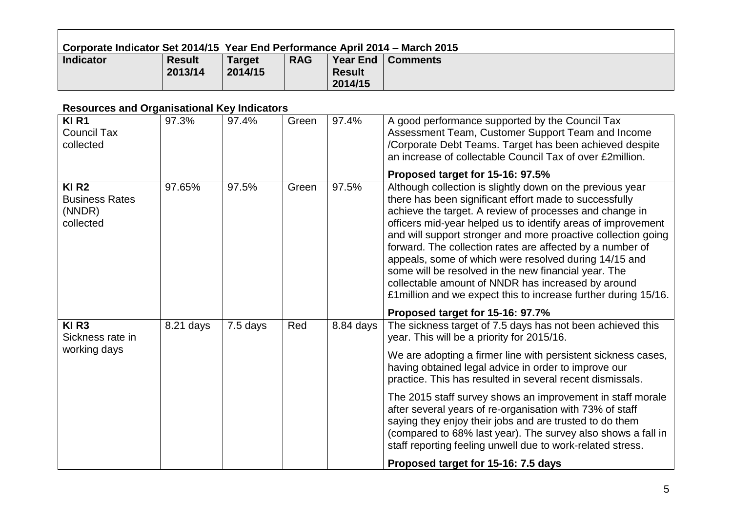**Corporate Indicator Set 2014/15 Year End Performance April 2014 – March 2015**

| Indicator | Result 2013/14 | Target 2014/15 | RAG | Year End Result 2014/15 | Comments |
|---|---|---|---|---|---|
| **Resources and Organisational Key Indicators** | | | | | |
| **KI R1** Council Tax collected | 97.3% | 97.4% | Green | 97.4% | A good performance supported by the Council Tax Assessment Team, Customer Support Team and Income /Corporate Debt Teams. Target has been achieved despite an increase of collectable Council Tax of over £2million. **Proposed target for 15-16: 97.5%** |
| **KI R2** Business Rates (NNDR) collected | 97.65% | 97.5% | Green | 97.5% | Although collection is slightly down on the previous year there has been significant effort made to successfully achieve the target. A review of processes and change in officers mid-year helped us to identify areas of improvement and will support stronger and more proactive collection going forward. The collection rates are affected by a number of appeals, some of which were resolved during 14/15 and some will be resolved in the new financial year. The collectable amount of NNDR has increased by around £1million and we expect this to increase further during 15/16. **Proposed target for 15-16: 97.7%** |
| **KI R3** Sickness rate in working days | 8.21 days | 7.5 days | Red | 8.84 days | The sickness target of 7.5 days has not been achieved this year. This will be a priority for 2015/16. We are adopting a firmer line with persistent sickness cases, having obtained legal advice in order to improve our practice. This has resulted in several recent dismissals. The 2015 staff survey shows an improvement in staff morale after several years of re-organisation with 73% of staff saying they enjoy their jobs and are trusted to do them (compared to 68% last year). The survey also shows a fall in staff reporting feeling unwell due to work-related stress. **Proposed target for 15-16: 7.5 days** |